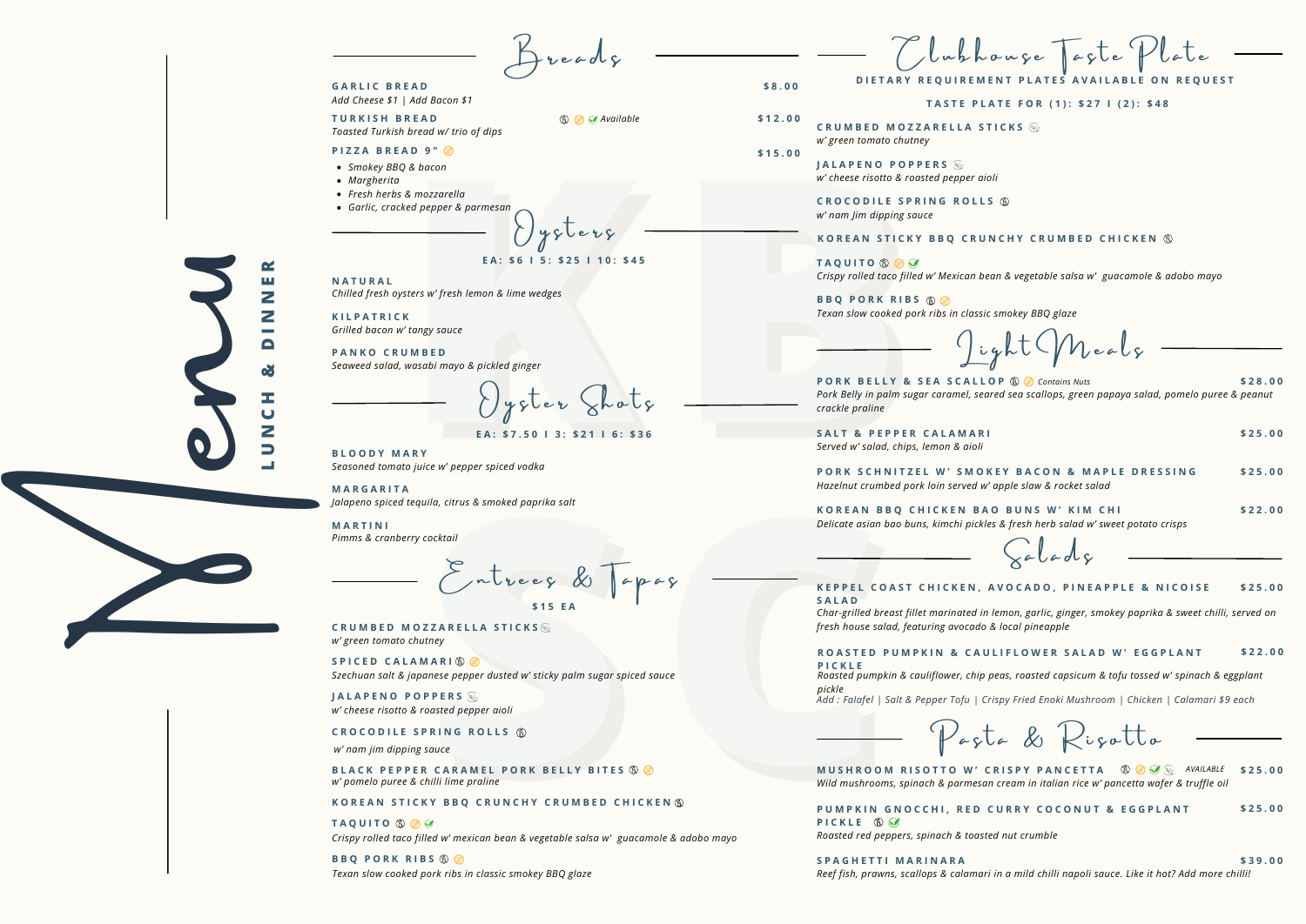# Menu

## LUNCH & DINNER

## Breads

**GARLIC BREAD** — $8.00
*Add Cheese $1 | Add Bacon $1*

**TURKISH BREAD** — Available — $12.00
*Toasted Turkish bread w/ trio of dips*

**PIZZA BREAD 9"** — $15.00

- *Smokey BBQ & bacon*
- *Margherita*
- *Fresh herbs & mozzarella*
- *Garlic, cracked pepper & parmesan*

## Oysters

**EA: $6 I 5: $25 I 10: $45**

**NATURAL**
*Chilled fresh oysters w/ fresh lemon & lime wedges*

**KILPATRICK**
*Grilled bacon w/ tangy sauce*

**PANKO CRUMBED**
*Seaweed salad, wasabi mayo & pickled ginger*

## Oyster Shots

**EA: $7.50 I 3: $21 I 6: $36**

**BLOODY MARY**
*Seasoned tomato juice w/ pepper spiced vodka*

**MARGARITA**
*Jalapeno spiced tequila, citrus & smoked paprika salt*

**MARTINI**
*Pimms & cranberry cocktail*

## Entrees & Tapas

**$15 EA**

**CRUMBED MOZZARELLA STICKS**
*w/ green tomato chutney*

**SPICED CALAMARI**
*Szechuan salt & japanese pepper dusted w/ sticky palm sugar spiced sauce*

**JALAPENO POPPERS**
*w/ cheese risotto & roasted pepper aioli*

**CROCODILE SPRING ROLLS**
*w/ nam jim dipping sauce*

**BLACK PEPPER CARAMEL PORK BELLY BITES**
*w/ pomelo puree & chilli lime praline*

**KOREAN STICKY BBQ CRUNCHY CRUMBED CHICKEN**

**TAQUITO**
*Crispy rolled taco filled w/ mexican bean & vegetable salsa w/ guacamole & adobo mayo*

**BBQ PORK RIBS**
*Texan slow cooked pork ribs in classic smokey BBQ glaze*

## Clubhouse Taste Plate

**DIETARY REQUIREMENT PLATES AVAILABLE ON REQUEST**

**TASTE PLATE FOR (1): $27 I (2): $48**

**CRUMBED MOZZARELLA STICKS**
*w/ green tomato chutney*

**JALAPENO POPPERS**
*w/ cheese risotto & roasted pepper aioli*

**CROCODILE SPRING ROLLS**
*w/ nam Jim dipping sauce*

**KOREAN STICKY BBQ CRUNCHY CRUMBED CHICKEN**

**TAQUITO**
*Crispy rolled taco filled w/ Mexican bean & vegetable salsa w/ guacamole & adobo mayo*

**BBQ PORK RIBS**
*Texan slow cooked pork ribs in classic smokey BBQ glaze*

## Light Meals

**PORK BELLY & SEA SCALLOP** — Contains Nuts — $28.00
*Pork Belly in palm sugar caramel, seared sea scallops, green papaya salad, pomelo puree & peanut crackle praline*

**SALT & PEPPER CALAMARI** — $25.00
*Served w/ salad, chips, lemon & aioli*

**PORK SCHNITZEL W/ SMOKEY BACON & MAPLE DRESSING** — $25.00
*Hazelnut crumbed pork loin served w/ apple slaw & rocket salad*

**KOREAN BBQ CHICKEN BAO BUNS W/ KIM CHI** — $22.00
*Delicate asian bao buns, kimchi pickles & fresh herb salad w/ sweet potato crisps*

## Salads

**KEPPEL COAST CHICKEN, AVOCADO, PINEAPPLE & NICOISE SALAD** — $25.00
*Char-grilled breast fillet marinated in lemon, garlic, ginger, smokey paprika & sweet chilli, served on fresh house salad, featuring avocado & local pineapple*

**ROASTED PUMPKIN & CAULIFLOWER SALAD W' EGGPLANT PICKLE** — $22.00
*Roasted pumpkin & cauliflower, chip peas, roasted capsicum & tofu tossed w/ spinach & eggplant pickle*
*Add : Falafel | Salt & Pepper Tofu | Crispy Fried Enoki Mushroom | Chicken | Calamari $9 each*

## Pasta & Risotto

**MUSHROOM RISOTTO W' CRISPY PANCETTA** — AVAILABLE — $25.00
*Wild mushrooms, spinach & parmesan cream in italian rice w/ pancetta wafer & truffle oil*

**PUMPKIN GNOCCHI, RED CURRY COCONUT & EGGPLANT PICKLE** — $25.00
*Roasted red peppers, spinach & toasted nut crumble*

**SPAGHETTI MARINARA** — $39.00
*Reef fish, prawns, scallops & calamari in a mild chilli napoli sauce. Like it hot? Add more chilli!*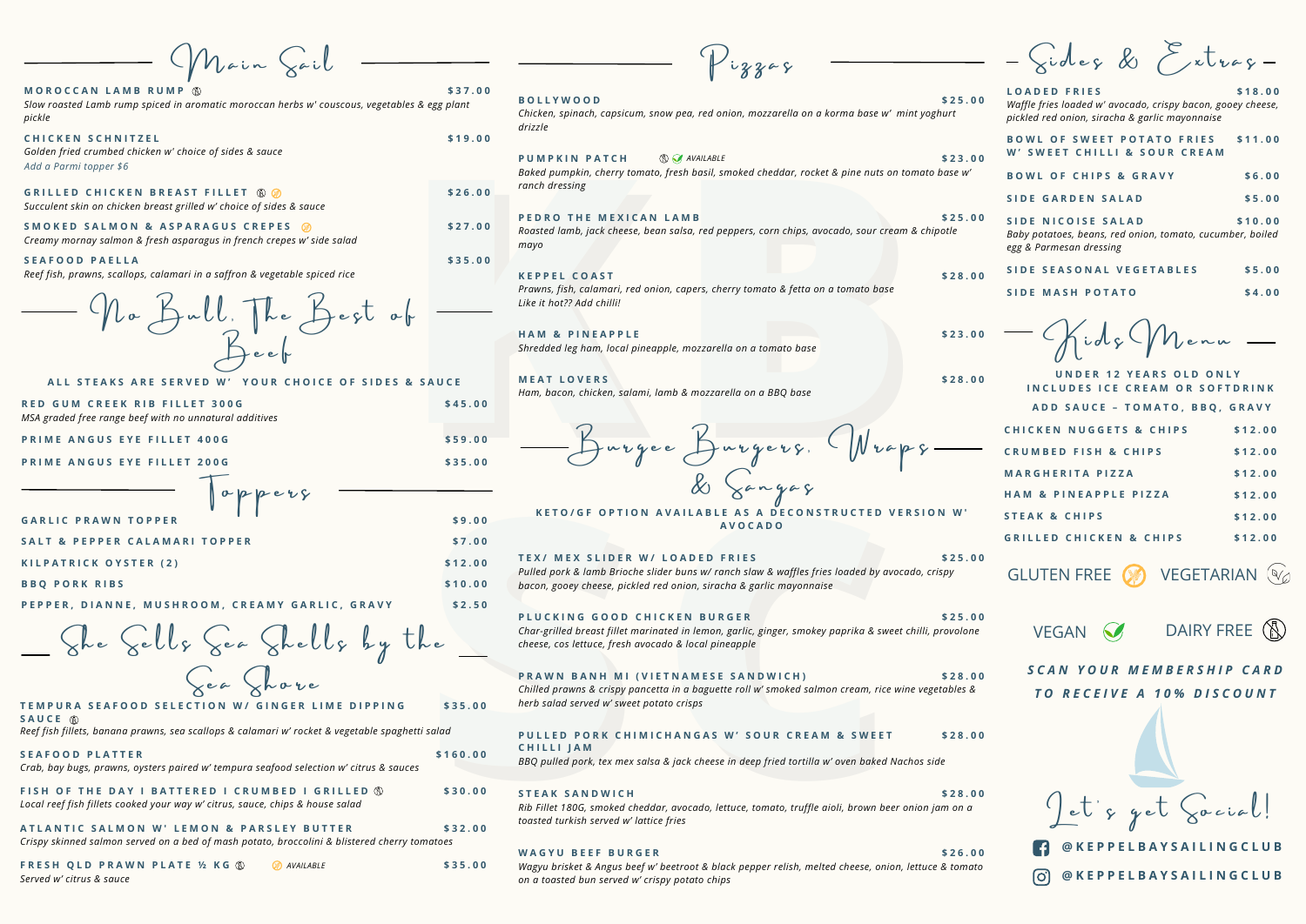## Main Sail

**MOROCCAN LAMB RUMP** (Dairy Free) — $37.00
*Slow roasted Lamb rump spiced in aromatic moroccan herbs w' couscous, vegetables & egg plant pickle*

**CHICKEN SCHNITZEL** — $19.00
*Golden fried crumbed chicken w' choice of sides & sauce*
*Add a Parmi topper $6*

**GRILLED CHICKEN BREAST FILLET** (Dairy Free, Gluten Free) — $26.00
*Succulent skin on chicken breast grilled w' choice of sides & sauce*

**SMOKED SALMON & ASPARAGUS CREPES** (Gluten Free) — $27.00
*Creamy mornay salmon & fresh asparagus in french crepes w' side salad*

**SEAFOOD PAELLA** — $35.00
*Reef fish, prawns, scallops, calamari in a saffron & vegetable spiced rice*

## No Bull, The Best of Beef

ALL STEAKS ARE SERVED W' YOUR CHOICE OF SIDES & SAUCE

**RED GUM CREEK RIB FILLET 300G** — $45.00
*MSA graded free range beef with no unnatural additives*

**PRIME ANGUS EYE FILLET 400G** — $59.00

**PRIME ANGUS EYE FILLET 200G** — $35.00

## Toppers

**GARLIC PRAWN TOPPER** — $9.00

**SALT & PEPPER CALAMARI TOPPER** — $7.00

**KILPATRICK OYSTER (2)** — $12.00

**BBQ PORK RIBS** — $10.00

**PEPPER, DIANNE, MUSHROOM, CREAMY GARLIC, GRAVY** — $2.50

## She Sells Sea Shells by the Sea Shore

**TEMPURA SEAFOOD SELECTION W/ GINGER LIME DIPPING SAUCE** (Dairy Free) — $35.00
*Reef fish fillets, banana prawns, sea scallops & calamari w' rocket & vegetable spaghetti salad*

**SEAFOOD PLATTER** — $160.00
*Crab, bay bugs, prawns, oysters paired w' tempura seafood selection w' citrus & sauces*

**FISH OF THE DAY I BATTERED I CRUMBED I GRILLED** (Dairy Free) — $30.00
*Local reef fish fillets cooked your way w' citrus, sauce, chips & house salad*

**ATLANTIC SALMON W' LEMON & PARSLEY BUTTER** — $32.00
*Crispy skinned salmon served on a bed of mash potato, broccolini & blistered cherry tomatoes*

**FRESH QLD PRAWN PLATE ½ KG** (Dairy Free) (Gluten Free *AVAILABLE*) — $35.00
*Served w' citrus & sauce*

## Pizzas

**BOLLYWOOD** — $25.00
*Chicken, spinach, capsicum, snow pea, red onion, mozzarella on a korma base w' mint yoghurt drizzle*

**PUMPKIN PATCH** (Dairy Free, Vegan *AVAILABLE*) — $23.00
*Baked pumpkin, cherry tomato, fresh basil, smoked cheddar, rocket & pine nuts on tomato base w' ranch dressing*

**PEDRO THE MEXICAN LAMB** — $25.00
*Roasted lamb, jack cheese, bean salsa, red peppers, corn chips, avocado, sour cream & chipotle mayo*

**KEPPEL COAST** — $28.00
*Prawns, fish, calamari, red onion, capers, cherry tomato & fetta on a tomato base*
*Like it hot?? Add chilli!*

**HAM & PINEAPPLE** — $23.00
*Shredded leg ham, local pineapple, mozzarella on a tomato base*

**MEAT LOVERS** — $28.00
*Ham, bacon, chicken, salami, lamb & mozzarella on a BBQ base*

## Burgee Burgers, Wraps & Sangas

KETO/GF OPTION AVAILABLE AS A DECONSTRUCTED VERSION W' AVOCADO

**TEX/ MEX SLIDER W/ LOADED FRIES** — $25.00
*Pulled pork & lamb Brioche slider buns w/ ranch slaw & waffles fries loaded by avocado, crispy bacon, gooey cheese, pickled red onion, siracha & garlic mayonnaise*

**PLUCKING GOOD CHICKEN BURGER** — $25.00
*Char-grilled breast fillet marinated in lemon, garlic, ginger, smokey paprika & sweet chilli, provolone cheese, cos lettuce, fresh avocado & local pineapple*

**PRAWN BANH MI (VIETNAMESE SANDWICH)** — $28.00
*Chilled prawns & crispy pancetta in a baguette roll w' smoked salmon cream, rice wine vegetables & herb salad served w' sweet potato crisps*

**PULLED PORK CHIMICHANGAS W' SOUR CREAM & SWEET CHILLI JAM** — $28.00
*BBQ pulled pork, tex mex salsa & jack cheese in deep fried tortilla w' oven baked Nachos side*

**STEAK SANDWICH** — $28.00
*Rib Fillet 180G, smoked cheddar, avocado, lettuce, tomato, truffle aioli, brown beer onion jam on a toasted turkish served w' lattice fries*

**WAGYU BEEF BURGER** — $26.00
*Wagyu brisket & Angus beef w' beetroot & black pepper relish, melted cheese, onion, lettuce & tomato on a toasted bun served w' crispy potato chips*

## Sides & Extras

**LOADED FRIES** — $18.00
*Waffle fries loaded w' avocado, crispy bacon, gooey cheese, pickled red onion, siracha & garlic mayonnaise*

**BOWL OF SWEET POTATO FRIES W' SWEET CHILLI & SOUR CREAM** — $11.00

**BOWL OF CHIPS & GRAVY** — $6.00

**SIDE GARDEN SALAD** — $5.00

**SIDE NICOISE SALAD** — $10.00
*Baby potatoes, beans, red onion, tomato, cucumber, boiled egg & Parmesan dressing*

**SIDE SEASONAL VEGETABLES** — $5.00

**SIDE MASH POTATO** — $4.00

## Kids Menu

UNDER 12 YEARS OLD ONLY
INCLUDES ICE CREAM OR SOFTDRINK
ADD SAUCE – TOMATO, BBQ, GRAVY

| | |
|---|---|
| CHICKEN NUGGETS & CHIPS | $12.00 |
| CRUMBED FISH & CHIPS | $12.00 |
| MARGHERITA PIZZA | $12.00 |
| HAM & PINEAPPLE PIZZA | $12.00 |
| STEAK & CHIPS | $12.00 |
| GRILLED CHICKEN & CHIPS | $12.00 |

GLUTEN FREE · VEGETARIAN · VEGAN · DAIRY FREE

**SCAN YOUR MEMBERSHIP CARD TO RECEIVE A 10% DISCOUNT**

Let's get Social!

@KEPPELBAYSAILINGCLUB (Facebook)

@KEPPELBAYSAILINGCLUB (Instagram)